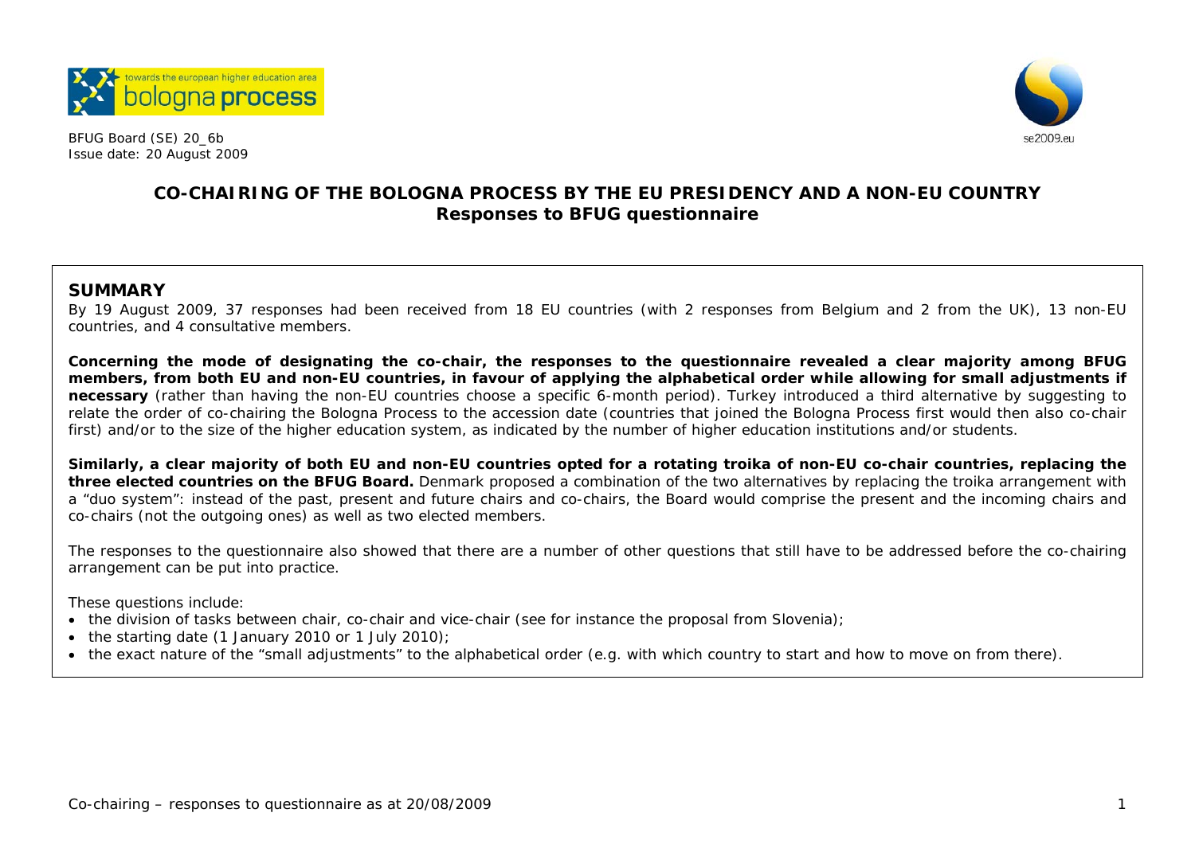BFUG Board (SE) 20_6b
Issue date: 20 August 2009

# CO-CHAIRING OF THE BOLOGNA PROCESS BY THE EU PRESIDENCY AND A NON-EU COUNTRY
## Responses to BFUG questionnaire

## SUMMARY

By 19 August 2009, 37 responses had been received from 18 EU countries (with 2 responses from Belgium and 2 from the UK), 13 non-EU countries, and 4 consultative members.

**Concerning the mode of designating the co-chair, the responses to the questionnaire revealed a clear majority among BFUG members, from both EU and non-EU countries, in favour of applying the alphabetical order while allowing for small adjustments if necessary** (rather than having the non-EU countries choose a specific 6-month period). Turkey introduced a third alternative by suggesting to relate the order of co-chairing the Bologna Process to the accession date (countries that joined the Bologna Process first would then also co-chair first) and/or to the size of the higher education system, as indicated by the number of higher education institutions and/or students.

**Similarly, a clear majority of both EU and non-EU countries opted for a rotating troika of non-EU co-chair countries, replacing the three elected countries on the BFUG Board.** Denmark proposed a combination of the two alternatives by replacing the troika arrangement with a "duo system": instead of the past, present and future chairs and co-chairs, the Board would comprise the present and the incoming chairs and co-chairs (not the outgoing ones) as well as two elected members.

The responses to the questionnaire also showed that there are a number of other questions that still have to be addressed before the co-chairing arrangement can be put into practice.

These questions include:

- the division of tasks between chair, co-chair and vice-chair (see for instance the proposal from Slovenia);
- the starting date (1 January 2010 or 1 July 2010);
- the exact nature of the "small adjustments" to the alphabetical order (e.g. with which country to start and how to move on from there).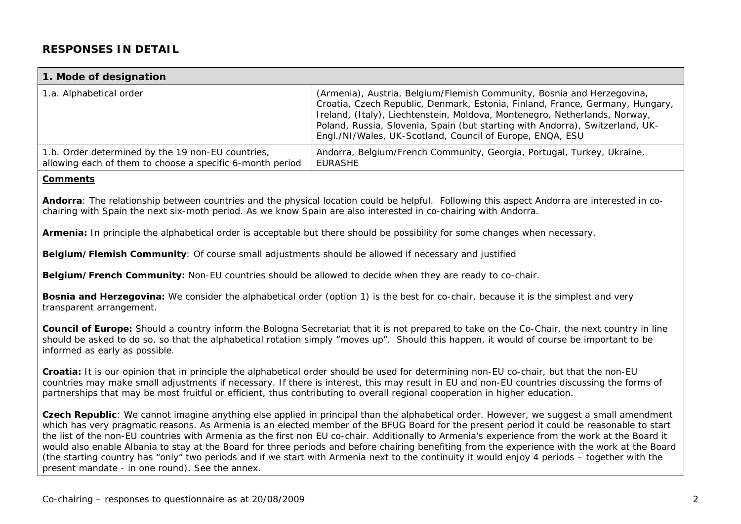## RESPONSES IN DETAIL

| 1. Mode of designation | |
|---|---|
| 1.a. Alphabetical order | (Armenia), Austria, Belgium/Flemish Community, Bosnia and Herzegovina, Croatia, Czech Republic, Denmark, Estonia, Finland, France, Germany, Hungary, Ireland, (Italy), Liechtenstein, Moldova, Montenegro, Netherlands, Norway, Poland, Russia, Slovenia, Spain (but starting with Andorra), Switzerland, UK-Engl./NI/Wales, UK-Scotland, Council of Europe, ENQA, ESU |
| 1.b. Order determined by the 19 non-EU countries, allowing each of them to choose a specific 6-month period | Andorra, Belgium/French Community, Georgia, Portugal, Turkey, Ukraine, EURASHE |

**Comments**

**Andorra**: The relationship between countries and the physical location could be helpful. Following this aspect Andorra are interested in co-chairing with Spain the next six-moth period. As we know Spain are also interested in co-chairing with Andorra.

**Armenia:** In principle the alphabetical order is acceptable but there should be possibility for some changes when necessary.

**Belgium/Flemish Community**: Of course small adjustments should be allowed if necessary and justified

**Belgium/French Community:** Non-EU countries should be allowed to decide when they are ready to co-chair.

**Bosnia and Herzegovina:** We consider the alphabetical order (option 1) is the best for co-chair, because it is the simplest and very transparent arrangement.

**Council of Europe:** Should a country inform the Bologna Secretariat that it is not prepared to take on the Co-Chair, the next country in line should be asked to do so, so that the alphabetical rotation simply "moves up". Should this happen, it would of course be important to be informed as early as possible.

**Croatia:** It is our opinion that in principle the alphabetical order should be used for determining non-EU co-chair, but that the non-EU countries may make small adjustments if necessary. If there is interest, this may result in EU and non-EU countries discussing the forms of partnerships that may be most fruitful or efficient, thus contributing to overall regional cooperation in higher education.

**Czech Republic**: We cannot imagine anything else applied in principal than the alphabetical order. However, we suggest a small amendment which has very pragmatic reasons. As Armenia is an elected member of the BFUG Board for the present period it could be reasonable to start the list of the non-EU countries with Armenia as the first non EU co-chair. Additionally to Armenia's experience from the work at the Board it would also enable Albania to stay at the Board for three periods and before chairing benefiting from the experience with the work at the Board (the starting country has "only" two periods and if we start with Armenia next to the continuity it would enjoy 4 periods – together with the present mandate - in one round). See the annex.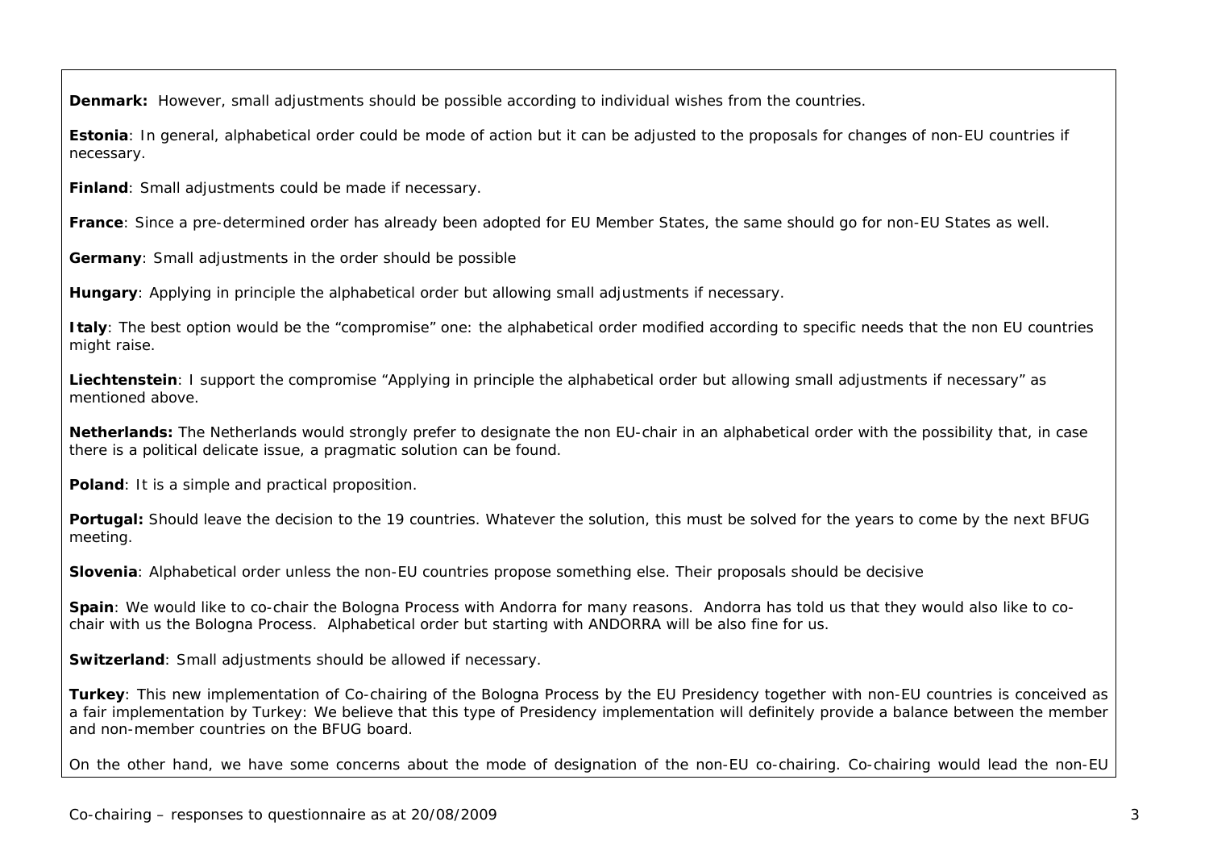**Denmark:** However, small adjustments should be possible according to individual wishes from the countries.

**Estonia**: In general, alphabetical order could be mode of action but it can be adjusted to the proposals for changes of non-EU countries if necessary.

**Finland**: Small adjustments could be made if necessary.

**France**: Since a pre-determined order has already been adopted for EU Member States, the same should go for non-EU States as well.

**Germany**: Small adjustments in the order should be possible

**Hungary**: Applying in principle the alphabetical order but allowing small adjustments if necessary.

**Italy**: The best option would be the "compromise" one: the alphabetical order modified according to specific needs that the non EU countries might raise.

**Liechtenstein**: I support the compromise "Applying in principle the alphabetical order but allowing small adjustments if necessary" as mentioned above.

**Netherlands:** The Netherlands would strongly prefer to designate the non EU-chair in an alphabetical order with the possibility that, in case there is a political delicate issue, a pragmatic solution can be found.

**Poland**: It is a simple and practical proposition.

**Portugal:** Should leave the decision to the 19 countries. Whatever the solution, this must be solved for the years to come by the next BFUG meeting.

**Slovenia**: Alphabetical order unless the non-EU countries propose something else. Their proposals should be decisive

**Spain**: We would like to co-chair the Bologna Process with Andorra for many reasons. Andorra has told us that they would also like to co-chair with us the Bologna Process. Alphabetical order but starting with ANDORRA will be also fine for us.

**Switzerland**: Small adjustments should be allowed if necessary.

**Turkey**: This new implementation of Co-chairing of the Bologna Process by the EU Presidency together with non-EU countries is conceived as a fair implementation by Turkey: We believe that this type of Presidency implementation will definitely provide a balance between the member and non-member countries on the BFUG board.

On the other hand, we have some concerns about the mode of designation of the non-EU co-chairing. Co-chairing would lead the non-EU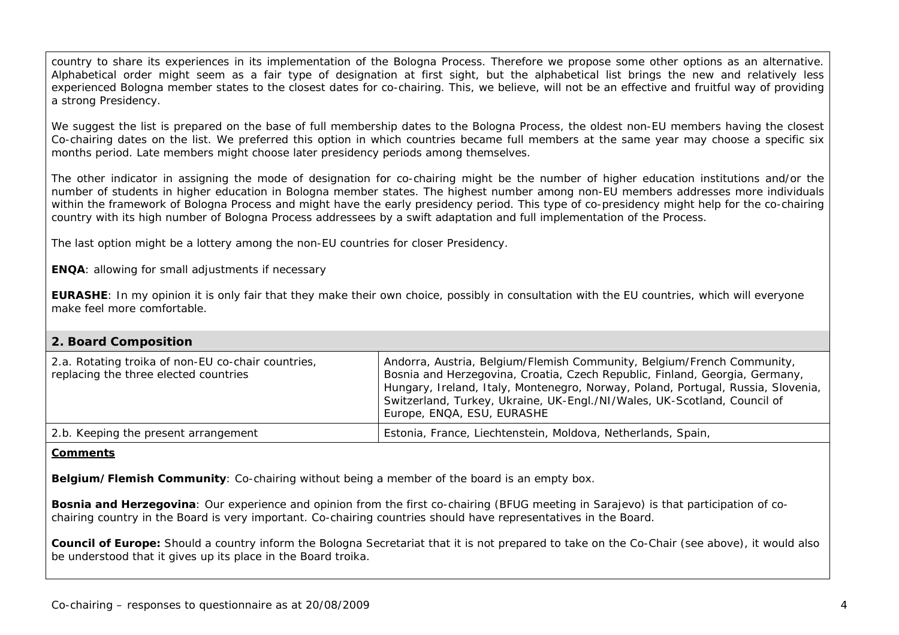country to share its experiences in its implementation of the Bologna Process. Therefore we propose some other options as an alternative. Alphabetical order might seem as a fair type of designation at first sight, but the alphabetical list brings the new and relatively less experienced Bologna member states to the closest dates for co-chairing. This, we believe, will not be an effective and fruitful way of providing a strong Presidency.

We suggest the list is prepared on the base of full membership dates to the Bologna Process, the oldest non-EU members having the closest Co-chairing dates on the list. We preferred this option in which countries became full members at the same year may choose a specific six months period. Late members might choose later presidency periods among themselves.

The other indicator in assigning the mode of designation for co-chairing might be the number of higher education institutions and/or the number of students in higher education in Bologna member states. The highest number among non-EU members addresses more individuals within the framework of Bologna Process and might have the early presidency period. This type of co-presidency might help for the co-chairing country with its high number of Bologna Process addressees by a swift adaptation and full implementation of the Process.

The last option might be a lottery among the non-EU countries for closer Presidency.

**ENQA**: allowing for small adjustments if necessary

**EURASHE**: In my opinion it is only fair that they make their own choice, possibly in consultation with the EU countries, which will everyone make feel more comfortable.

## 2. Board Composition

| | |
|---|---|
| 2.a. Rotating troika of non-EU co-chair countries, replacing the three elected countries | Andorra, Austria, Belgium/Flemish Community, Belgium/French Community, Bosnia and Herzegovina, Croatia, Czech Republic, Finland, Georgia, Germany, Hungary, Ireland, Italy, Montenegro, Norway, Poland, Portugal, Russia, Slovenia, Switzerland, Turkey, Ukraine, UK-Engl./NI/Wales, UK-Scotland, Council of Europe, ENQA, ESU, EURASHE |
| 2.b. Keeping the present arrangement | Estonia, France, Liechtenstein, Moldova, Netherlands, Spain, |

**Comments**

**Belgium/Flemish Community**: Co-chairing without being a member of the board is an empty box.

**Bosnia and Herzegovina**: Our experience and opinion from the first co-chairing (BFUG meeting in Sarajevo) is that participation of co-chairing country in the Board is very important. Co-chairing countries should have representatives in the Board.

**Council of Europe:** Should a country inform the Bologna Secretariat that it is not prepared to take on the Co-Chair (see above), it would also be understood that it gives up its place in the Board troika.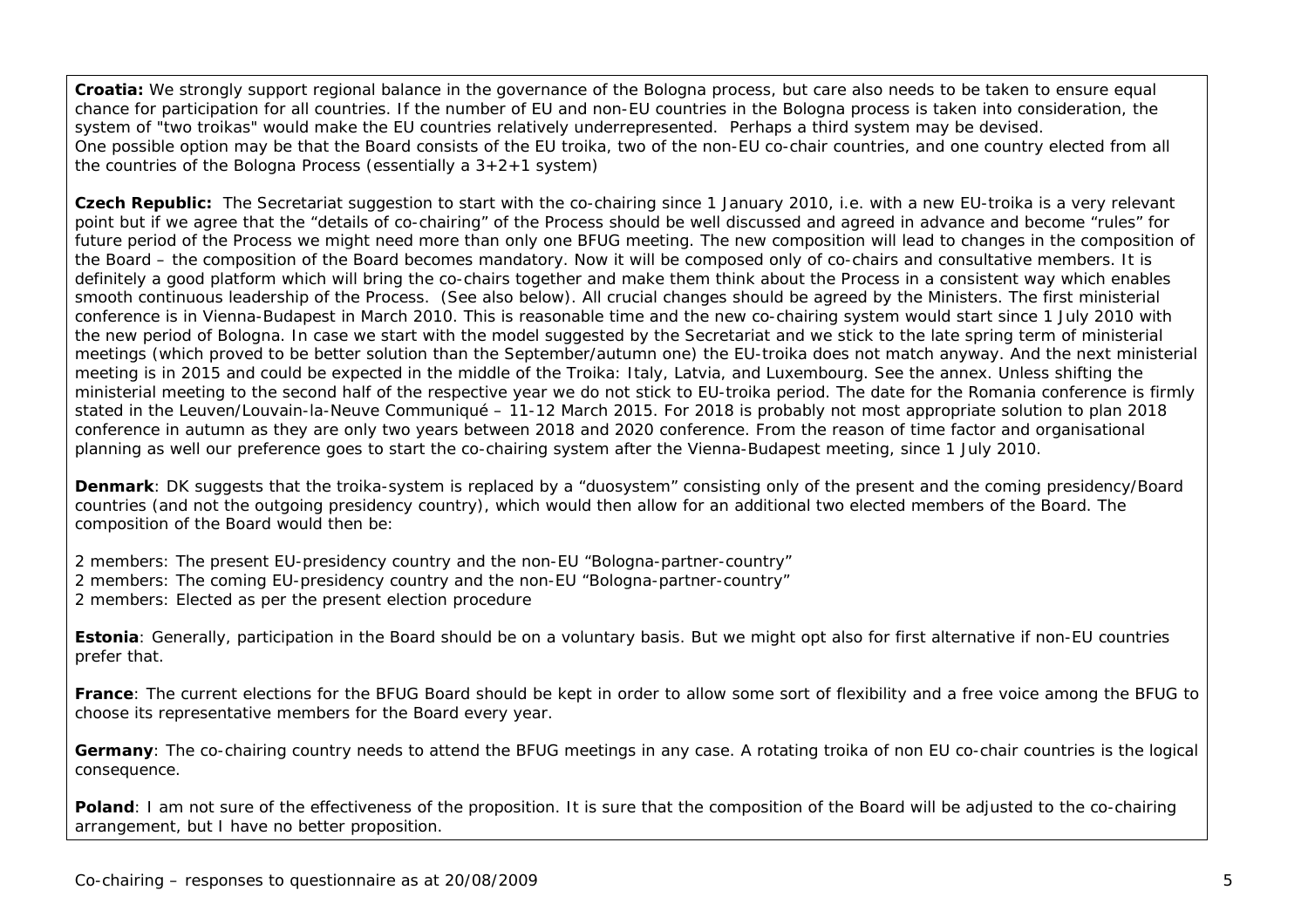**Croatia:** We strongly support regional balance in the governance of the Bologna process, but care also needs to be taken to ensure equal chance for participation for all countries. If the number of EU and non-EU countries in the Bologna process is taken into consideration, the system of "two troikas" would make the EU countries relatively underrepresented. Perhaps a third system may be devised. One possible option may be that the Board consists of the EU troika, two of the non-EU co-chair countries, and one country elected from all the countries of the Bologna Process (essentially a 3+2+1 system)

**Czech Republic:** The Secretariat suggestion to start with the co-chairing since 1 January 2010, i.e. with a new EU-troika is a very relevant point but if we agree that the "details of co-chairing" of the Process should be well discussed and agreed in advance and become "rules" for future period of the Process we might need more than only one BFUG meeting. The new composition will lead to changes in the composition of the Board – the composition of the Board becomes mandatory. Now it will be composed only of co-chairs and consultative members. It is definitely a good platform which will bring the co-chairs together and make them think about the Process in a consistent way which enables smooth continuous leadership of the Process. (See also below). All crucial changes should be agreed by the Ministers. The first ministerial conference is in Vienna-Budapest in March 2010. This is reasonable time and the new co-chairing system would start since 1 July 2010 with the new period of Bologna. In case we start with the model suggested by the Secretariat and we stick to the late spring term of ministerial meetings (which proved to be better solution than the September/autumn one) the EU-troika does not match anyway. And the next ministerial meeting is in 2015 and could be expected in the middle of the Troika: Italy, Latvia, and Luxembourg. See the annex. Unless shifting the ministerial meeting to the second half of the respective year we do not stick to EU-troika period. The date for the Romania conference is firmly stated in the Leuven/Louvain-la-Neuve Communiqué – 11-12 March 2015. For 2018 is probably not most appropriate solution to plan 2018 conference in autumn as they are only two years between 2018 and 2020 conference. From the reason of time factor and organisational planning as well our preference goes to start the co-chairing system after the Vienna-Budapest meeting, since 1 July 2010.

**Denmark**: DK suggests that the troika-system is replaced by a "duosystem" consisting only of the present and the coming presidency/Board countries (and not the outgoing presidency country), which would then allow for an additional two elected members of the Board. The composition of the Board would then be:

2 members: The present EU-presidency country and the non-EU "Bologna-partner-country"
2 members: The coming EU-presidency country and the non-EU "Bologna-partner-country"
2 members: Elected as per the present election procedure

**Estonia**: Generally, participation in the Board should be on a voluntary basis. But we might opt also for first alternative if non-EU countries prefer that.

**France**: The current elections for the BFUG Board should be kept in order to allow some sort of flexibility and a free voice among the BFUG to choose its representative members for the Board every year.

**Germany**: The co-chairing country needs to attend the BFUG meetings in any case. A rotating troika of non EU co-chair countries is the logical consequence.

**Poland**: I am not sure of the effectiveness of the proposition. It is sure that the composition of the Board will be adjusted to the co-chairing arrangement, but I have no better proposition.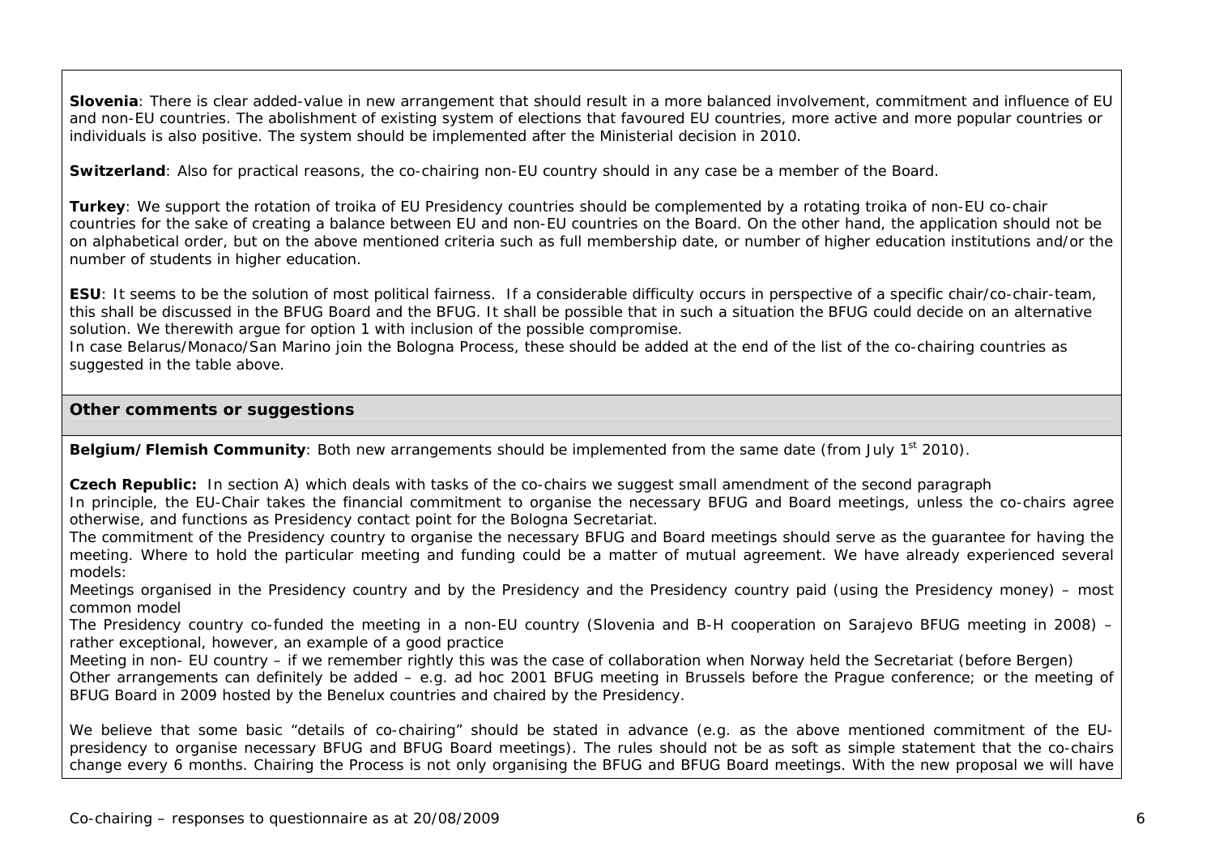**Slovenia**: There is clear added-value in new arrangement that should result in a more balanced involvement, commitment and influence of EU and non-EU countries. The abolishment of existing system of elections that favoured EU countries, more active and more popular countries or individuals is also positive. The system should be implemented after the Ministerial decision in 2010.

**Switzerland**: Also for practical reasons, the co-chairing non-EU country should in any case be a member of the Board.

**Turkey**: We support the rotation of troika of EU Presidency countries should be complemented by a rotating troika of non-EU co-chair countries for the sake of creating a balance between EU and non-EU countries on the Board. On the other hand, the application should not be on alphabetical order, but on the above mentioned criteria such as full membership date, or number of higher education institutions and/or the number of students in higher education.

**ESU**: It seems to be the solution of most political fairness. If a considerable difficulty occurs in perspective of a specific chair/co-chair-team, this shall be discussed in the BFUG Board and the BFUG. It shall be possible that in such a situation the BFUG could decide on an alternative solution. We therewith argue for option 1 with inclusion of the possible compromise.
In case Belarus/Monaco/San Marino join the Bologna Process, these should be added at the end of the list of the co-chairing countries as suggested in the table above.

## Other comments or suggestions

**Belgium/Flemish Community**: Both new arrangements should be implemented from the same date (from July 1st 2010).

**Czech Republic:** In section A) which deals with tasks of the co-chairs we suggest small amendment of the second paragraph
In principle, the EU-Chair takes the financial commitment to organise the necessary BFUG and Board meetings, unless the co-chairs agree otherwise, and functions as Presidency contact point for the Bologna Secretariat.
The commitment of the Presidency country to organise the necessary BFUG and Board meetings should serve as the guarantee for having the meeting. Where to hold the particular meeting and funding could be a matter of mutual agreement. We have already experienced several models:
Meetings organised in the Presidency country and by the Presidency and the Presidency country paid (using the Presidency money) – most common model
The Presidency country co-funded the meeting in a non-EU country (Slovenia and B-H cooperation on Sarajevo BFUG meeting in 2008) – rather exceptional, however, an example of a good practice
Meeting in non- EU country – if we remember rightly this was the case of collaboration when Norway held the Secretariat (before Bergen)
Other arrangements can definitely be added – e.g. ad hoc 2001 BFUG meeting in Brussels before the Prague conference; or the meeting of BFUG Board in 2009 hosted by the Benelux countries and chaired by the Presidency.

We believe that some basic "details of co-chairing" should be stated in advance (e.g. as the above mentioned commitment of the EU-presidency to organise necessary BFUG and BFUG Board meetings). The rules should not be as soft as simple statement that the co-chairs change every 6 months. Chairing the Process is not only organising the BFUG and BFUG Board meetings. With the new proposal we will have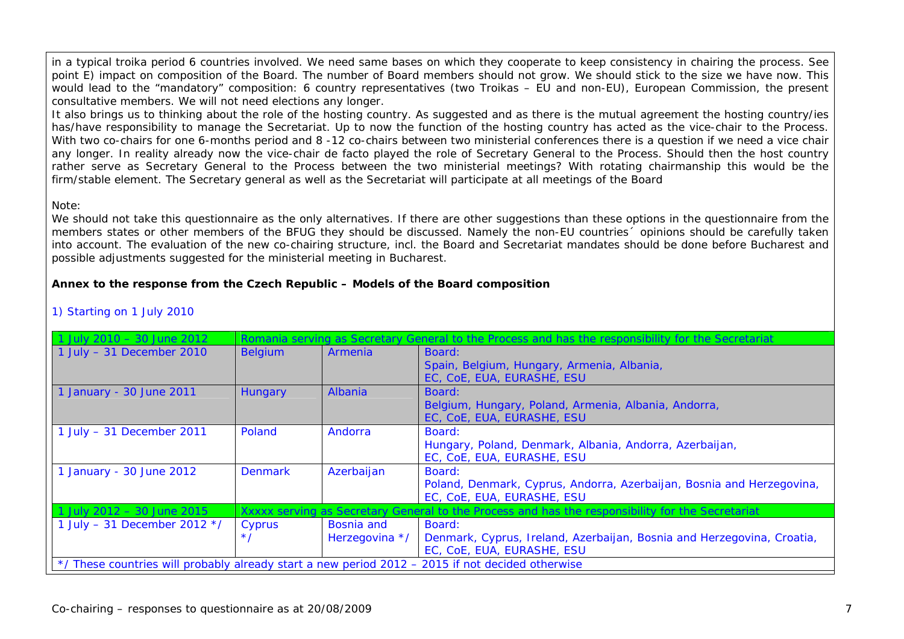in a typical troika period 6 countries involved. We need same bases on which they cooperate to keep consistency in chairing the process. See point E) impact on composition of the Board. The number of Board members should not grow. We should stick to the size we have now. This would lead to the "mandatory" composition: 6 country representatives (two Troikas – EU and non-EU), European Commission, the present consultative members. We will not need elections any longer.

It also brings us to thinking about the role of the hosting country. As suggested and as there is the mutual agreement the hosting country/ies has/have responsibility to manage the Secretariat. Up to now the function of the hosting country has acted as the vice-chair to the Process. With two co-chairs for one 6-months period and 8 -12 co-chairs between two ministerial conferences there is a question if we need a vice chair any longer. In reality already now the vice-chair de facto played the role of Secretary General to the Process. Should then the host country rather serve as Secretary General to the Process between the two ministerial meetings? With rotating chairmanship this would be the firm/stable element. The Secretary general as well as the Secretariat will participate at all meetings of the Board

Note:

We should not take this questionnaire as the only alternatives. If there are other suggestions than these options in the questionnaire from the members states or other members of the BFUG they should be discussed. Namely the non-EU countries´ opinions should be carefully taken into account. The evaluation of the new co-chairing structure, incl. the Board and Secretariat mandates should be done before Bucharest and possible adjustments suggested for the ministerial meeting in Bucharest.

**Annex to the response from the Czech Republic – Models of the Board composition**

1) Starting on 1 July 2010

| 1 July 2010 – 30 June 2012 | Romania serving as Secretary General to the Process and has the responsibility for the Secretariat | | |
|---|---|---|---|
| 1 July – 31 December 2010 | Belgium | Armenia | Board:<br>Spain, Belgium, Hungary, Armenia, Albania,<br>EC, CoE, EUA, EURASHE, ESU |
| 1 January - 30 June 2011 | Hungary | Albania | Board:<br>Belgium, Hungary, Poland, Armenia, Albania, Andorra,<br>EC, CoE, EUA, EURASHE, ESU |
| 1 July – 31 December 2011 | Poland | Andorra | Board:<br>Hungary, Poland, Denmark, Albania, Andorra, Azerbaijan,<br>EC, CoE, EUA, EURASHE, ESU |
| 1 January - 30 June 2012 | Denmark | Azerbaijan | Board:<br>Poland, Denmark, Cyprus, Andorra, Azerbaijan, Bosnia and Herzegovina,<br>EC, CoE, EUA, EURASHE, ESU |
| 1 July 2012 – 30 June 2015 | Xxxxx serving as Secretary General to the Process and has the responsibility for the Secretariat | | |
| 1 July – 31 December 2012 */ | Cyprus */ | Bosnia and Herzegovina */ | Board:<br>Denmark, Cyprus, Ireland, Azerbaijan, Bosnia and Herzegovina, Croatia,<br>EC, CoE, EUA, EURASHE, ESU |
| */ These countries will probably already start a new period 2012 – 2015 if not decided otherwise | | | |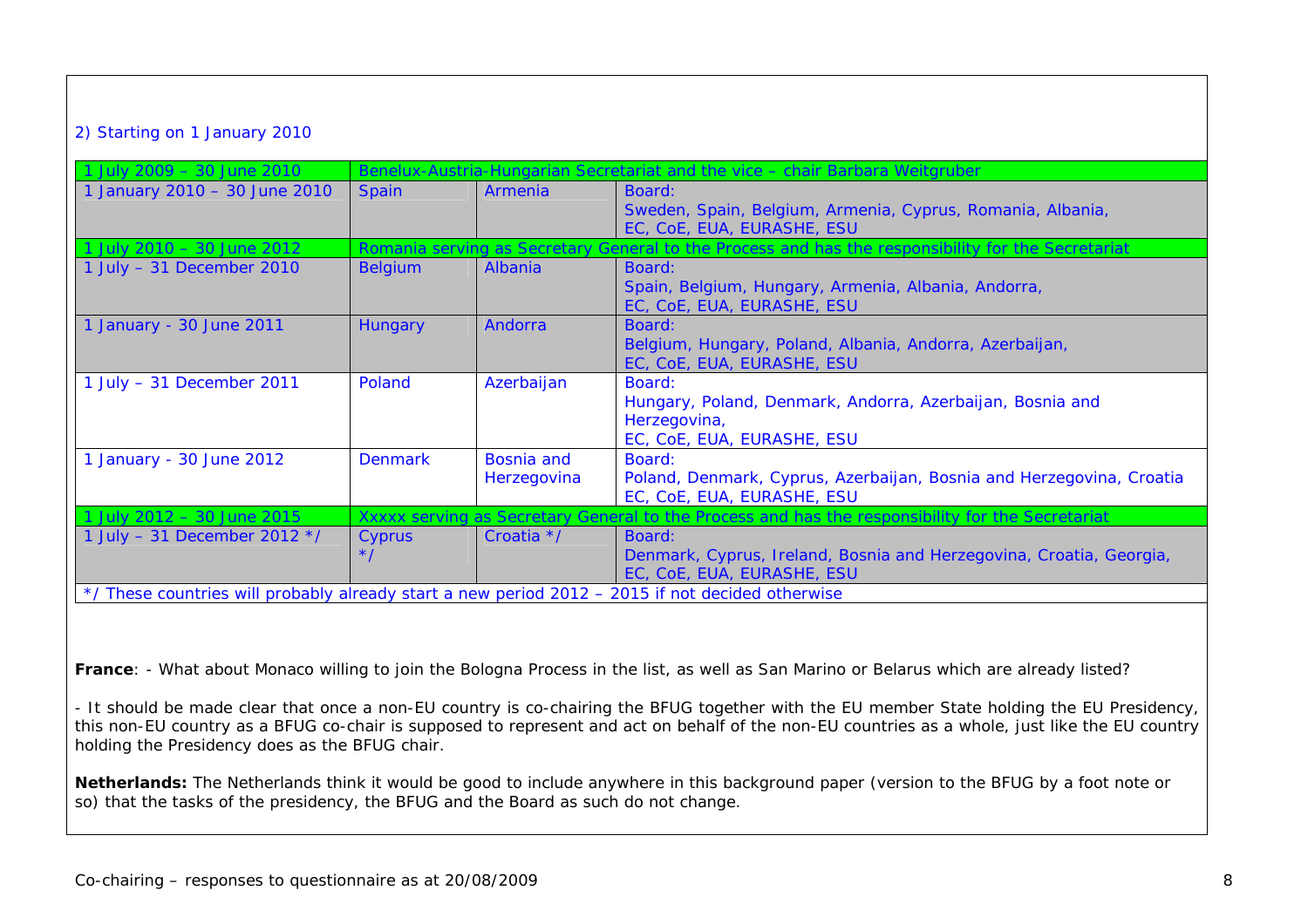2) Starting on 1 January 2010

| | | | |
|---|---|---|---|
| 1 July 2009 – 30 June 2010 | Benelux-Austria-Hungarian Secretariat and the vice – chair Barbara Weitgruber | | |
| 1 January 2010 – 30 June 2010 | Spain | Armenia | Board:<br>Sweden, Spain, Belgium, Armenia, Cyprus, Romania, Albania,<br>EC, CoE, EUA, EURASHE, ESU |
| 1 July 2010 – 30 June 2012 | Romania serving as Secretary General to the Process and has the responsibility for the Secretariat | | |
| 1 July – 31 December 2010 | Belgium | Albania | Board:<br>Spain, Belgium, Hungary, Armenia, Albania, Andorra,<br>EC, CoE, EUA, EURASHE, ESU |
| 1 January - 30 June 2011 | Hungary | Andorra | Board:<br>Belgium, Hungary, Poland, Albania, Andorra, Azerbaijan,<br>EC, CoE, EUA, EURASHE, ESU |
| 1 July – 31 December 2011 | Poland | Azerbaijan | Board:<br>Hungary, Poland, Denmark, Andorra, Azerbaijan, Bosnia and Herzegovina,<br>EC, CoE, EUA, EURASHE, ESU |
| 1 January - 30 June 2012 | Denmark | Bosnia and Herzegovina | Board:<br>Poland, Denmark, Cyprus, Azerbaijan, Bosnia and Herzegovina, Croatia<br>EC, CoE, EUA, EURASHE, ESU |
| 1 July 2012 – 30 June 2015 | Xxxxx serving as Secretary General to the Process and has the responsibility for the Secretariat | | |
| 1 July – 31 December 2012 */ | Cyprus */ | Croatia */ | Board:<br>Denmark, Cyprus, Ireland, Bosnia and Herzegovina, Croatia, Georgia,<br>EC, CoE, EUA, EURASHE, ESU |
| */ These countries will probably already start a new period 2012 – 2015 if not decided otherwise | | | |

**France**: - What about Monaco willing to join the Bologna Process in the list, as well as San Marino or Belarus which are already listed?

- It should be made clear that once a non-EU country is co-chairing the BFUG together with the EU member State holding the EU Presidency, this non-EU country as a BFUG co-chair is supposed to represent and act on behalf of the non-EU countries as a whole, just like the EU country holding the Presidency does as the BFUG chair.

**Netherlands:** The Netherlands think it would be good to include anywhere in this background paper (version to the BFUG by a foot note or so) that the tasks of the presidency, the BFUG and the Board as such do not change.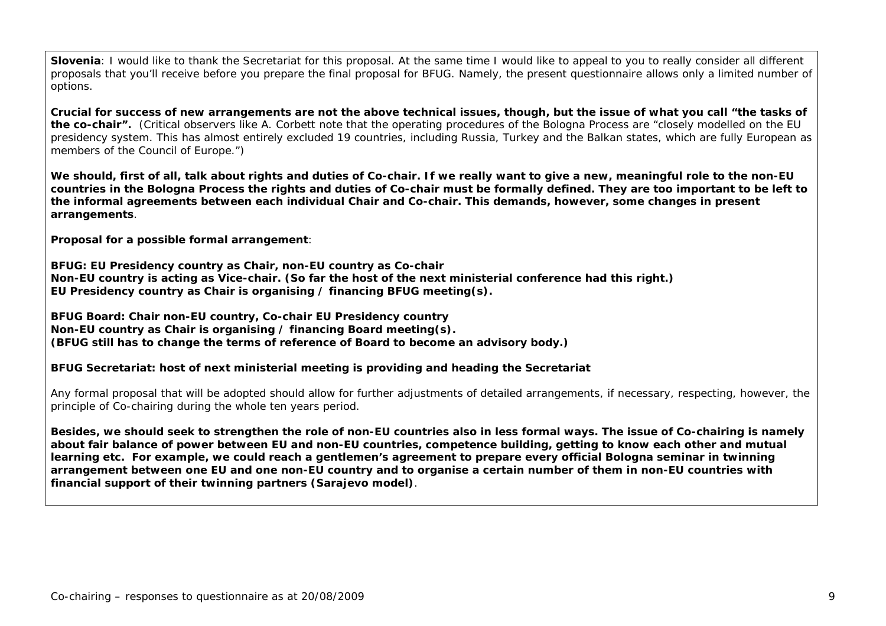**Slovenia**: I would like to thank the Secretariat for this proposal. At the same time I would like to appeal to you to really consider all different proposals that you'll receive before you prepare the final proposal for BFUG. Namely, the present questionnaire allows only a limited number of options.

**Crucial for success of new arrangements are not the above technical issues, though, but the issue of what you call "the tasks of the co-chair".** (Critical observers like A. Corbett note that the operating procedures of the Bologna Process are "closely modelled on the EU presidency system. This has almost entirely excluded 19 countries, including Russia, Turkey and the Balkan states, which are fully European as members of the Council of Europe.")

**We should, first of all, talk about rights and duties of Co-chair. If we really want to give a new, meaningful role to the non-EU countries in the Bologna Process the rights and duties of Co-chair must be formally defined. They are too important to be left to the informal agreements between each individual Chair and Co-chair. This demands, however, some changes in present arrangements**.

**Proposal for a possible formal arrangement**:

**BFUG: EU Presidency country as Chair, non-EU country as Co-chair**
**Non-EU country is acting as Vice-chair. (So far the host of the next ministerial conference had this right.)**
**EU Presidency country as Chair is organising / financing BFUG meeting(s).**

**BFUG Board: Chair non-EU country, Co-chair EU Presidency country**
**Non-EU country as Chair is organising / financing Board meeting(s).**
**(BFUG still has to change the terms of reference of Board to become an advisory body.)**

**BFUG Secretariat: host of next ministerial meeting is providing and heading the Secretariat**

Any formal proposal that will be adopted should allow for further adjustments of detailed arrangements, if necessary, respecting, however, the principle of Co-chairing during the whole ten years period.

**Besides, we should seek to strengthen the role of non-EU countries also in less formal ways. The issue of Co-chairing is namely about fair balance of power between EU and non-EU countries, competence building, getting to know each other and mutual learning etc. For example, we could reach a gentlemen's agreement to prepare every official Bologna seminar in twinning arrangement between one EU and one non-EU country and to organise a certain number of them in non-EU countries with financial support of their twinning partners (Sarajevo model)**.